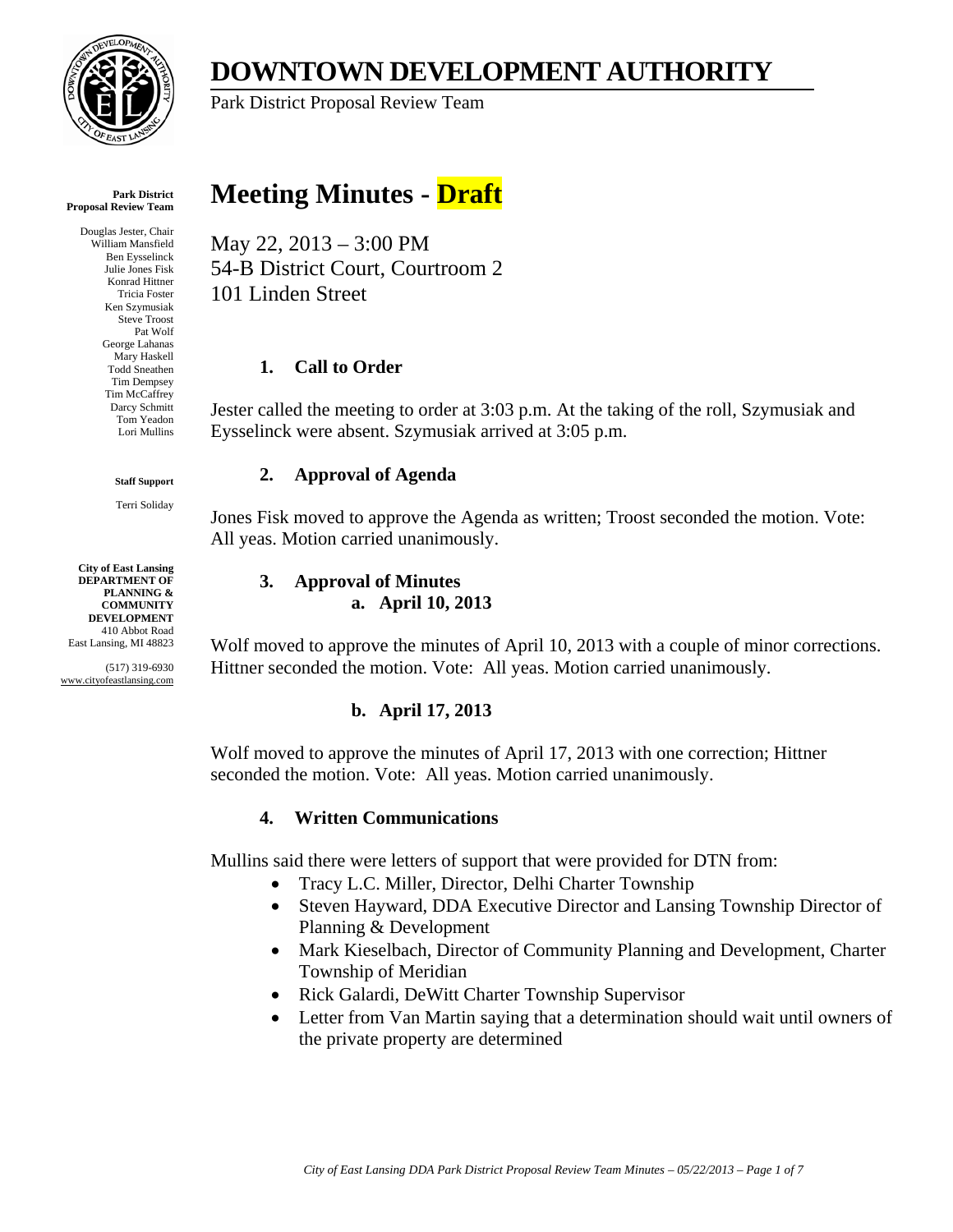# DOWNTOWN DEVELOPMENT AUTHORITY

Park District Proposal Review Team

**Park District Proposal Review Team**

Douglas Jester, Chair
William Mansfield
Ben Eysselinck
Julie Jones Fisk
Konrad Hittner
Tricia Foster
Ken Szymusiak
Steve Troost
Pat Wolf
George Lahanas
Mary Haskell
Todd Sneathen
Tim Dempsey
Tim McCaffrey
Darcy Schmitt
Tom Yeadon
Lori Mullins

**Staff Support**

Terri Soliday

**City of East Lansing DEPARTMENT OF PLANNING & COMMUNITY DEVELOPMENT**
410 Abbot Road
East Lansing, MI 48823

(517) 319-6930
www.cityofeastlansing.com

# Meeting Minutes - Draft

May 22, 2013 – 3:00 PM
54-B District Court, Courtroom 2
101 Linden Street

### 1. Call to Order

Jester called the meeting to order at 3:03 p.m. At the taking of the roll, Szymusiak and Eysselinck were absent. Szymusiak arrived at 3:05 p.m.

### 2. Approval of Agenda

Jones Fisk moved to approve the Agenda as written; Troost seconded the motion. Vote: All yeas. Motion carried unanimously.

### 3. Approval of Minutes

#### a. April 10, 2013

Wolf moved to approve the minutes of April 10, 2013 with a couple of minor corrections. Hittner seconded the motion. Vote: All yeas. Motion carried unanimously.

#### b. April 17, 2013

Wolf moved to approve the minutes of April 17, 2013 with one correction; Hittner seconded the motion. Vote: All yeas. Motion carried unanimously.

### 4. Written Communications

Mullins said there were letters of support that were provided for DTN from:

- Tracy L.C. Miller, Director, Delhi Charter Township
- Steven Hayward, DDA Executive Director and Lansing Township Director of Planning & Development
- Mark Kieselbach, Director of Community Planning and Development, Charter Township of Meridian
- Rick Galardi, DeWitt Charter Township Supervisor
- Letter from Van Martin saying that a determination should wait until owners of the private property are determined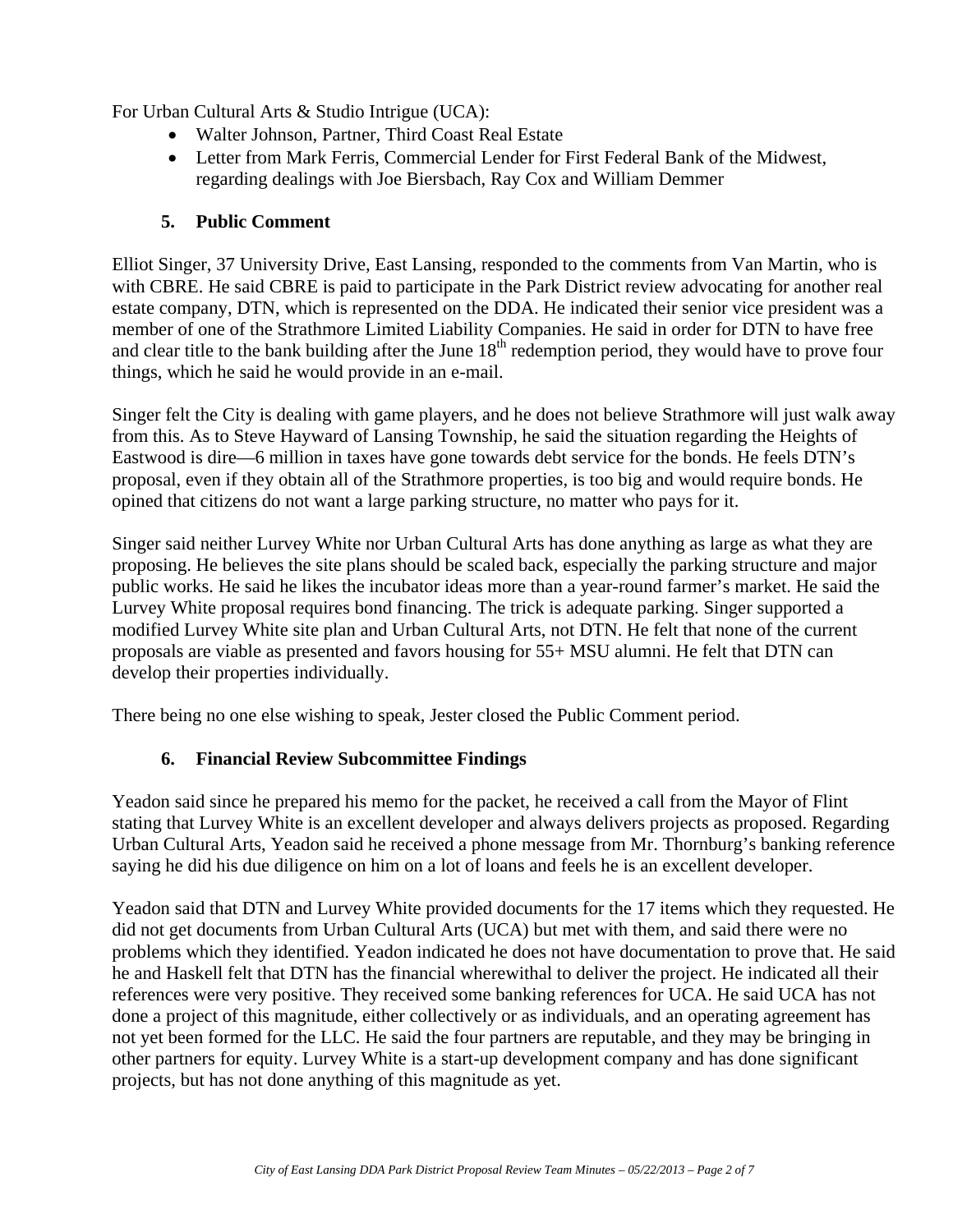For Urban Cultural Arts & Studio Intrigue (UCA):

- Walter Johnson, Partner, Third Coast Real Estate
- Letter from Mark Ferris, Commercial Lender for First Federal Bank of the Midwest, regarding dealings with Joe Biersbach, Ray Cox and William Demmer

### 5. Public Comment

Elliot Singer, 37 University Drive, East Lansing, responded to the comments from Van Martin, who is with CBRE. He said CBRE is paid to participate in the Park District review advocating for another real estate company, DTN, which is represented on the DDA. He indicated their senior vice president was a member of one of the Strathmore Limited Liability Companies. He said in order for DTN to have free and clear title to the bank building after the June 18th redemption period, they would have to prove four things, which he said he would provide in an e-mail.

Singer felt the City is dealing with game players, and he does not believe Strathmore will just walk away from this. As to Steve Hayward of Lansing Township, he said the situation regarding the Heights of Eastwood is dire—6 million in taxes have gone towards debt service for the bonds. He feels DTN's proposal, even if they obtain all of the Strathmore properties, is too big and would require bonds. He opined that citizens do not want a large parking structure, no matter who pays for it.

Singer said neither Lurvey White nor Urban Cultural Arts has done anything as large as what they are proposing. He believes the site plans should be scaled back, especially the parking structure and major public works. He said he likes the incubator ideas more than a year-round farmer's market. He said the Lurvey White proposal requires bond financing. The trick is adequate parking. Singer supported a modified Lurvey White site plan and Urban Cultural Arts, not DTN. He felt that none of the current proposals are viable as presented and favors housing for 55+ MSU alumni. He felt that DTN can develop their properties individually.

There being no one else wishing to speak, Jester closed the Public Comment period.

### 6. Financial Review Subcommittee Findings

Yeadon said since he prepared his memo for the packet, he received a call from the Mayor of Flint stating that Lurvey White is an excellent developer and always delivers projects as proposed. Regarding Urban Cultural Arts, Yeadon said he received a phone message from Mr. Thornburg's banking reference saying he did his due diligence on him on a lot of loans and feels he is an excellent developer.

Yeadon said that DTN and Lurvey White provided documents for the 17 items which they requested. He did not get documents from Urban Cultural Arts (UCA) but met with them, and said there were no problems which they identified. Yeadon indicated he does not have documentation to prove that. He said he and Haskell felt that DTN has the financial wherewithal to deliver the project. He indicated all their references were very positive. They received some banking references for UCA. He said UCA has not done a project of this magnitude, either collectively or as individuals, and an operating agreement has not yet been formed for the LLC. He said the four partners are reputable, and they may be bringing in other partners for equity. Lurvey White is a start-up development company and has done significant projects, but has not done anything of this magnitude as yet.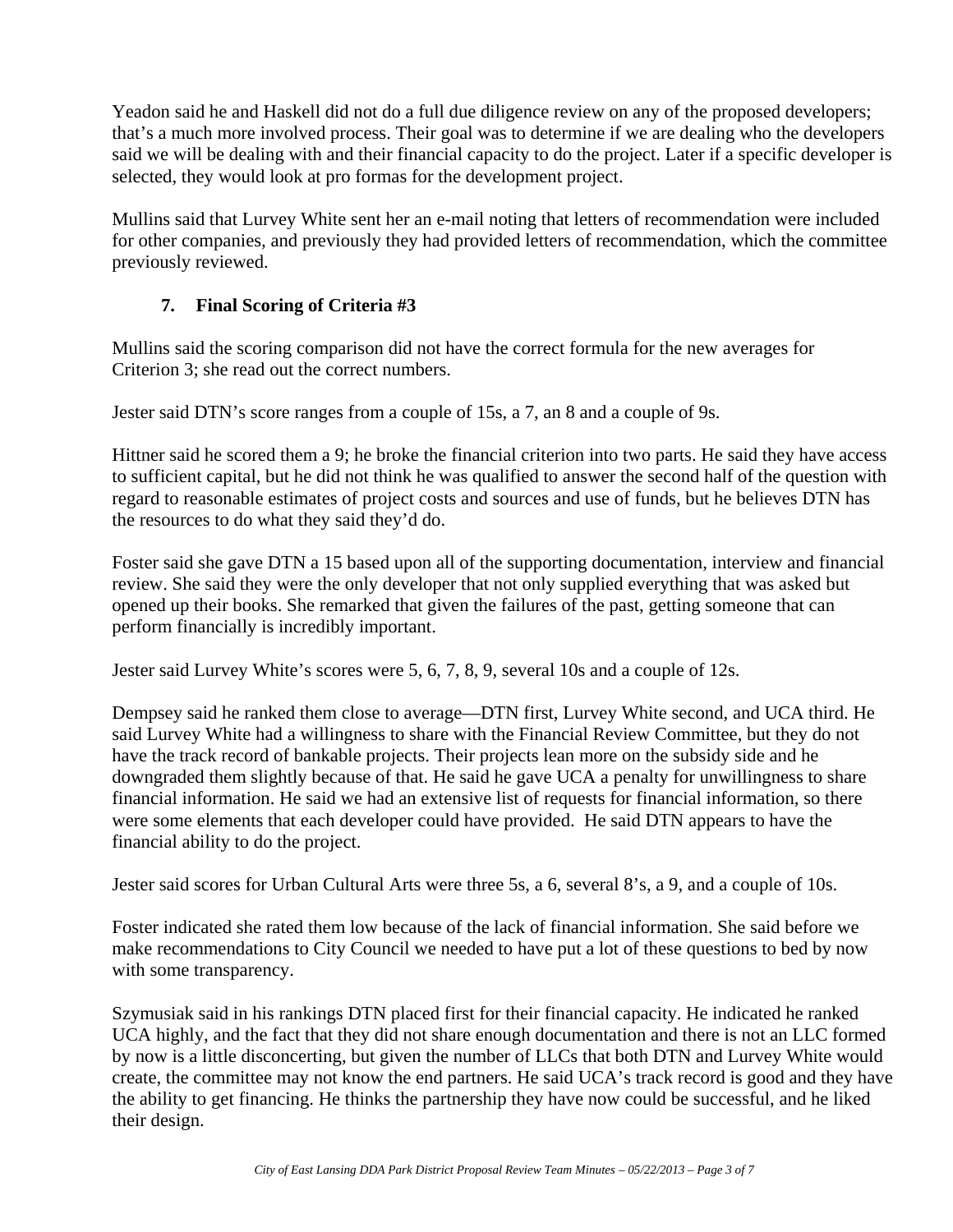Yeadon said he and Haskell did not do a full due diligence review on any of the proposed developers; that's a much more involved process. Their goal was to determine if we are dealing who the developers said we will be dealing with and their financial capacity to do the project. Later if a specific developer is selected, they would look at pro formas for the development project.

Mullins said that Lurvey White sent her an e-mail noting that letters of recommendation were included for other companies, and previously they had provided letters of recommendation, which the committee previously reviewed.

### 7. Final Scoring of Criteria #3

Mullins said the scoring comparison did not have the correct formula for the new averages for Criterion 3; she read out the correct numbers.

Jester said DTN's score ranges from a couple of 15s, a 7, an 8 and a couple of 9s.

Hittner said he scored them a 9; he broke the financial criterion into two parts. He said they have access to sufficient capital, but he did not think he was qualified to answer the second half of the question with regard to reasonable estimates of project costs and sources and use of funds, but he believes DTN has the resources to do what they said they'd do.

Foster said she gave DTN a 15 based upon all of the supporting documentation, interview and financial review. She said they were the only developer that not only supplied everything that was asked but opened up their books. She remarked that given the failures of the past, getting someone that can perform financially is incredibly important.

Jester said Lurvey White's scores were 5, 6, 7, 8, 9, several 10s and a couple of 12s.

Dempsey said he ranked them close to average—DTN first, Lurvey White second, and UCA third. He said Lurvey White had a willingness to share with the Financial Review Committee, but they do not have the track record of bankable projects. Their projects lean more on the subsidy side and he downgraded them slightly because of that. He said he gave UCA a penalty for unwillingness to share financial information. He said we had an extensive list of requests for financial information, so there were some elements that each developer could have provided. He said DTN appears to have the financial ability to do the project.

Jester said scores for Urban Cultural Arts were three 5s, a 6, several 8's, a 9, and a couple of 10s.

Foster indicated she rated them low because of the lack of financial information. She said before we make recommendations to City Council we needed to have put a lot of these questions to bed by now with some transparency.

Szymusiak said in his rankings DTN placed first for their financial capacity. He indicated he ranked UCA highly, and the fact that they did not share enough documentation and there is not an LLC formed by now is a little disconcerting, but given the number of LLCs that both DTN and Lurvey White would create, the committee may not know the end partners. He said UCA's track record is good and they have the ability to get financing. He thinks the partnership they have now could be successful, and he liked their design.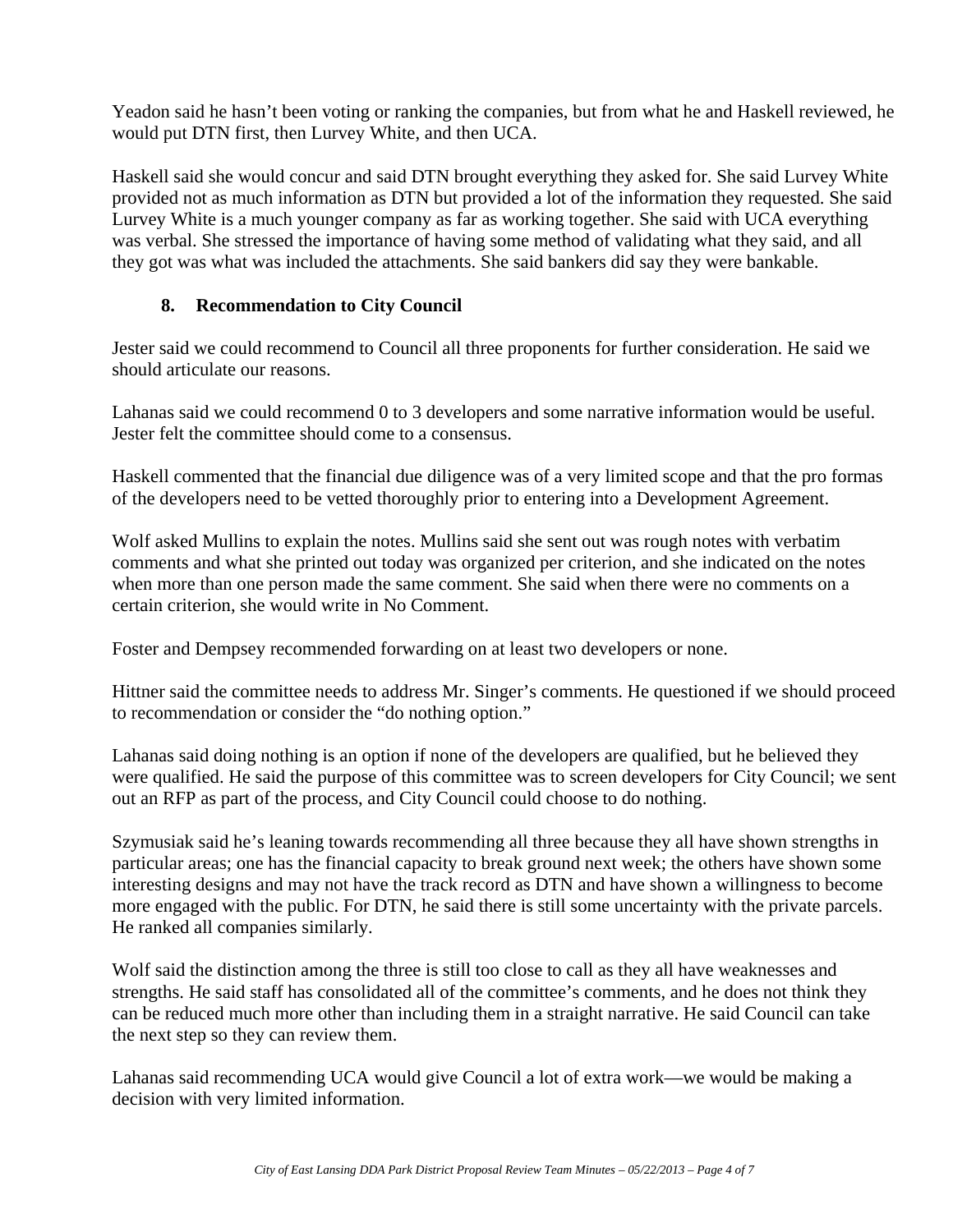Yeadon said he hasn't been voting or ranking the companies, but from what he and Haskell reviewed, he would put DTN first, then Lurvey White, and then UCA.

Haskell said she would concur and said DTN brought everything they asked for. She said Lurvey White provided not as much information as DTN but provided a lot of the information they requested. She said Lurvey White is a much younger company as far as working together. She said with UCA everything was verbal. She stressed the importance of having some method of validating what they said, and all they got was what was included the attachments. She said bankers did say they were bankable.

### 8. Recommendation to City Council

Jester said we could recommend to Council all three proponents for further consideration. He said we should articulate our reasons.

Lahanas said we could recommend 0 to 3 developers and some narrative information would be useful. Jester felt the committee should come to a consensus.

Haskell commented that the financial due diligence was of a very limited scope and that the pro formas of the developers need to be vetted thoroughly prior to entering into a Development Agreement.

Wolf asked Mullins to explain the notes. Mullins said she sent out was rough notes with verbatim comments and what she printed out today was organized per criterion, and she indicated on the notes when more than one person made the same comment. She said when there were no comments on a certain criterion, she would write in No Comment.

Foster and Dempsey recommended forwarding on at least two developers or none.

Hittner said the committee needs to address Mr. Singer's comments. He questioned if we should proceed to recommendation or consider the "do nothing option."

Lahanas said doing nothing is an option if none of the developers are qualified, but he believed they were qualified. He said the purpose of this committee was to screen developers for City Council; we sent out an RFP as part of the process, and City Council could choose to do nothing.

Szymusiak said he's leaning towards recommending all three because they all have shown strengths in particular areas; one has the financial capacity to break ground next week; the others have shown some interesting designs and may not have the track record as DTN and have shown a willingness to become more engaged with the public. For DTN, he said there is still some uncertainty with the private parcels. He ranked all companies similarly.

Wolf said the distinction among the three is still too close to call as they all have weaknesses and strengths. He said staff has consolidated all of the committee's comments, and he does not think they can be reduced much more other than including them in a straight narrative. He said Council can take the next step so they can review them.

Lahanas said recommending UCA would give Council a lot of extra work—we would be making a decision with very limited information.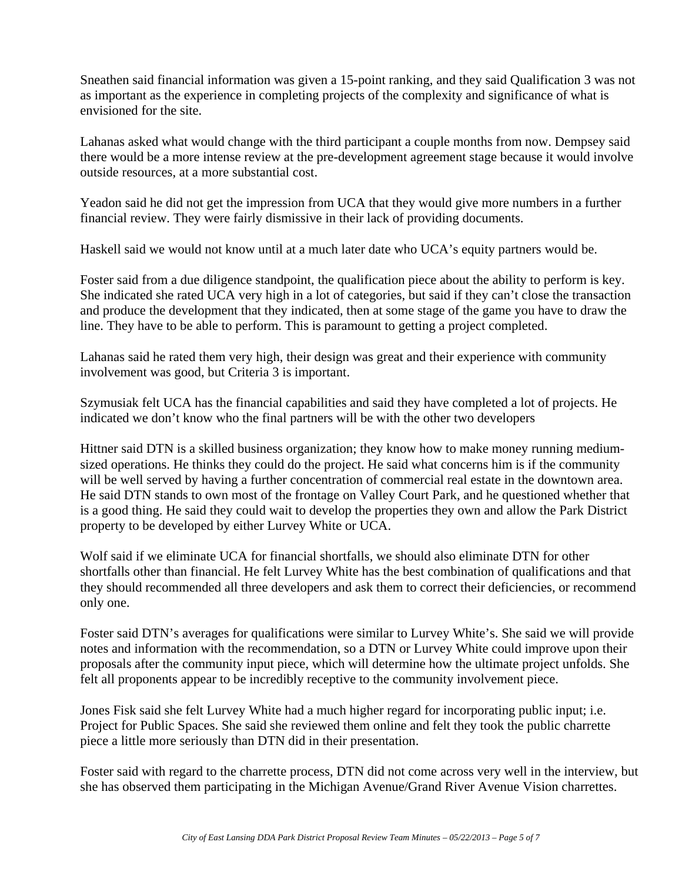Sneathen said financial information was given a 15-point ranking, and they said Qualification 3 was not as important as the experience in completing projects of the complexity and significance of what is envisioned for the site.

Lahanas asked what would change with the third participant a couple months from now. Dempsey said there would be a more intense review at the pre-development agreement stage because it would involve outside resources, at a more substantial cost.

Yeadon said he did not get the impression from UCA that they would give more numbers in a further financial review. They were fairly dismissive in their lack of providing documents.

Haskell said we would not know until at a much later date who UCA's equity partners would be.

Foster said from a due diligence standpoint, the qualification piece about the ability to perform is key. She indicated she rated UCA very high in a lot of categories, but said if they can't close the transaction and produce the development that they indicated, then at some stage of the game you have to draw the line. They have to be able to perform. This is paramount to getting a project completed.

Lahanas said he rated them very high, their design was great and their experience with community involvement was good, but Criteria 3 is important.

Szymusiak felt UCA has the financial capabilities and said they have completed a lot of projects. He indicated we don't know who the final partners will be with the other two developers

Hittner said DTN is a skilled business organization; they know how to make money running medium-sized operations. He thinks they could do the project. He said what concerns him is if the community will be well served by having a further concentration of commercial real estate in the downtown area. He said DTN stands to own most of the frontage on Valley Court Park, and he questioned whether that is a good thing. He said they could wait to develop the properties they own and allow the Park District property to be developed by either Lurvey White or UCA.

Wolf said if we eliminate UCA for financial shortfalls, we should also eliminate DTN for other shortfalls other than financial. He felt Lurvey White has the best combination of qualifications and that they should recommended all three developers and ask them to correct their deficiencies, or recommend only one.

Foster said DTN's averages for qualifications were similar to Lurvey White's. She said we will provide notes and information with the recommendation, so a DTN or Lurvey White could improve upon their proposals after the community input piece, which will determine how the ultimate project unfolds. She felt all proponents appear to be incredibly receptive to the community involvement piece.

Jones Fisk said she felt Lurvey White had a much higher regard for incorporating public input; i.e. Project for Public Spaces. She said she reviewed them online and felt they took the public charrette piece a little more seriously than DTN did in their presentation.

Foster said with regard to the charrette process, DTN did not come across very well in the interview, but she has observed them participating in the Michigan Avenue/Grand River Avenue Vision charrettes.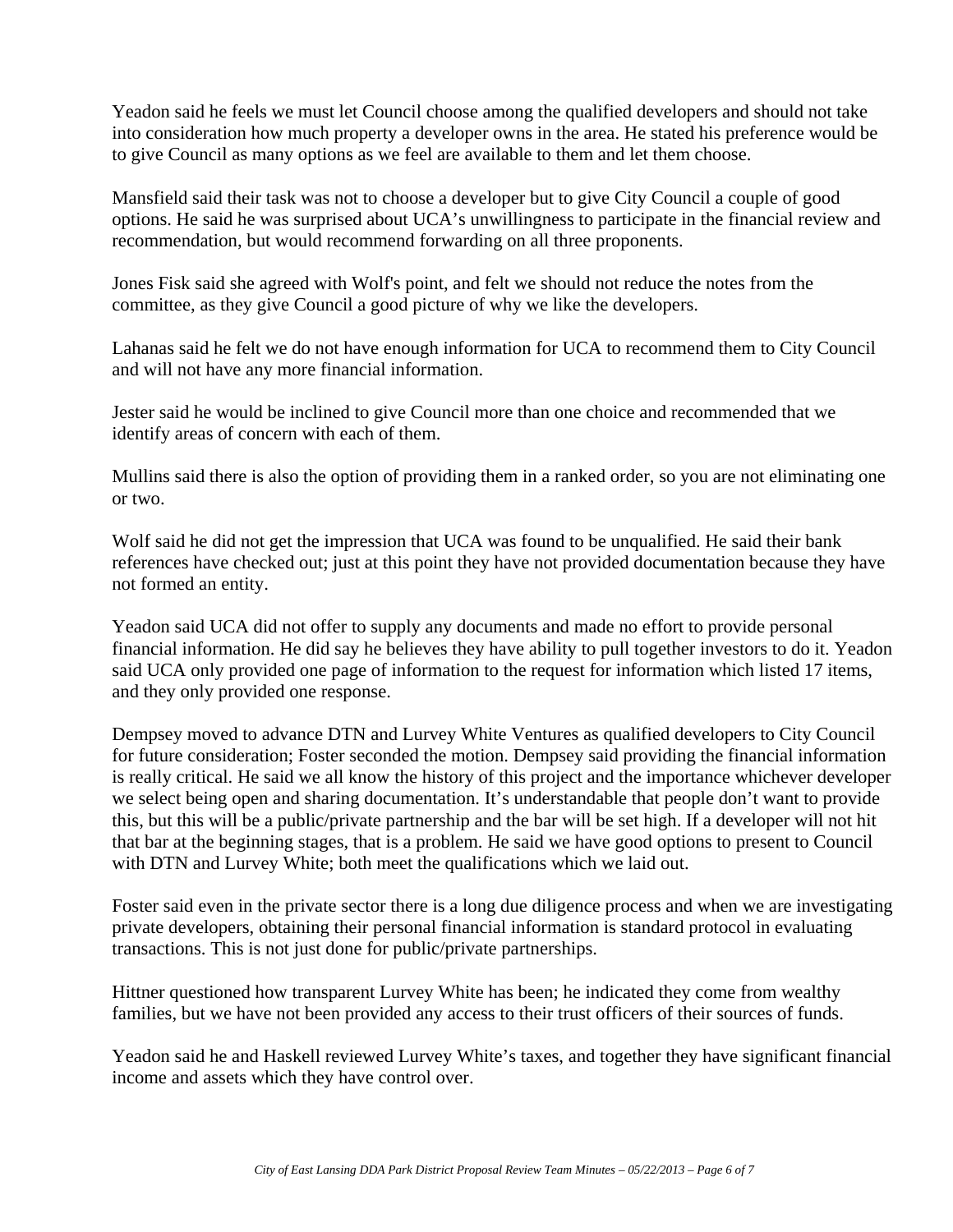Yeadon said he feels we must let Council choose among the qualified developers and should not take into consideration how much property a developer owns in the area. He stated his preference would be to give Council as many options as we feel are available to them and let them choose.

Mansfield said their task was not to choose a developer but to give City Council a couple of good options. He said he was surprised about UCA's unwillingness to participate in the financial review and recommendation, but would recommend forwarding on all three proponents.

Jones Fisk said she agreed with Wolf's point, and felt we should not reduce the notes from the committee, as they give Council a good picture of why we like the developers.

Lahanas said he felt we do not have enough information for UCA to recommend them to City Council and will not have any more financial information.

Jester said he would be inclined to give Council more than one choice and recommended that we identify areas of concern with each of them.

Mullins said there is also the option of providing them in a ranked order, so you are not eliminating one or two.

Wolf said he did not get the impression that UCA was found to be unqualified. He said their bank references have checked out; just at this point they have not provided documentation because they have not formed an entity.

Yeadon said UCA did not offer to supply any documents and made no effort to provide personal financial information. He did say he believes they have ability to pull together investors to do it. Yeadon said UCA only provided one page of information to the request for information which listed 17 items, and they only provided one response.

Dempsey moved to advance DTN and Lurvey White Ventures as qualified developers to City Council for future consideration; Foster seconded the motion. Dempsey said providing the financial information is really critical. He said we all know the history of this project and the importance whichever developer we select being open and sharing documentation. It's understandable that people don't want to provide this, but this will be a public/private partnership and the bar will be set high. If a developer will not hit that bar at the beginning stages, that is a problem. He said we have good options to present to Council with DTN and Lurvey White; both meet the qualifications which we laid out.

Foster said even in the private sector there is a long due diligence process and when we are investigating private developers, obtaining their personal financial information is standard protocol in evaluating transactions. This is not just done for public/private partnerships.

Hittner questioned how transparent Lurvey White has been; he indicated they come from wealthy families, but we have not been provided any access to their trust officers of their sources of funds.

Yeadon said he and Haskell reviewed Lurvey White's taxes, and together they have significant financial income and assets which they have control over.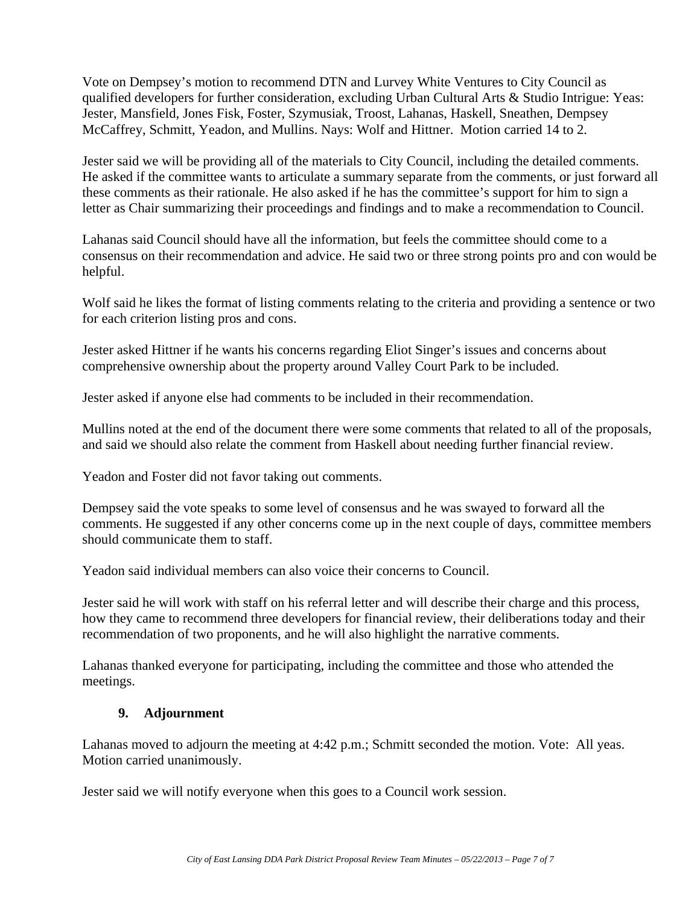Vote on Dempsey's motion to recommend DTN and Lurvey White Ventures to City Council as qualified developers for further consideration, excluding Urban Cultural Arts & Studio Intrigue: Yeas: Jester, Mansfield, Jones Fisk, Foster, Szymusiak, Troost, Lahanas, Haskell, Sneathen, Dempsey McCaffrey, Schmitt, Yeadon, and Mullins. Nays: Wolf and Hittner. Motion carried 14 to 2.

Jester said we will be providing all of the materials to City Council, including the detailed comments. He asked if the committee wants to articulate a summary separate from the comments, or just forward all these comments as their rationale. He also asked if he has the committee's support for him to sign a letter as Chair summarizing their proceedings and findings and to make a recommendation to Council.

Lahanas said Council should have all the information, but feels the committee should come to a consensus on their recommendation and advice. He said two or three strong points pro and con would be helpful.

Wolf said he likes the format of listing comments relating to the criteria and providing a sentence or two for each criterion listing pros and cons.

Jester asked Hittner if he wants his concerns regarding Eliot Singer's issues and concerns about comprehensive ownership about the property around Valley Court Park to be included.

Jester asked if anyone else had comments to be included in their recommendation.

Mullins noted at the end of the document there were some comments that related to all of the proposals, and said we should also relate the comment from Haskell about needing further financial review.

Yeadon and Foster did not favor taking out comments.

Dempsey said the vote speaks to some level of consensus and he was swayed to forward all the comments. He suggested if any other concerns come up in the next couple of days, committee members should communicate them to staff.

Yeadon said individual members can also voice their concerns to Council.

Jester said he will work with staff on his referral letter and will describe their charge and this process, how they came to recommend three developers for financial review, their deliberations today and their recommendation of two proponents, and he will also highlight the narrative comments.

Lahanas thanked everyone for participating, including the committee and those who attended the meetings.

## 9. Adjournment

Lahanas moved to adjourn the meeting at 4:42 p.m.; Schmitt seconded the motion. Vote: All yeas. Motion carried unanimously.

Jester said we will notify everyone when this goes to a Council work session.